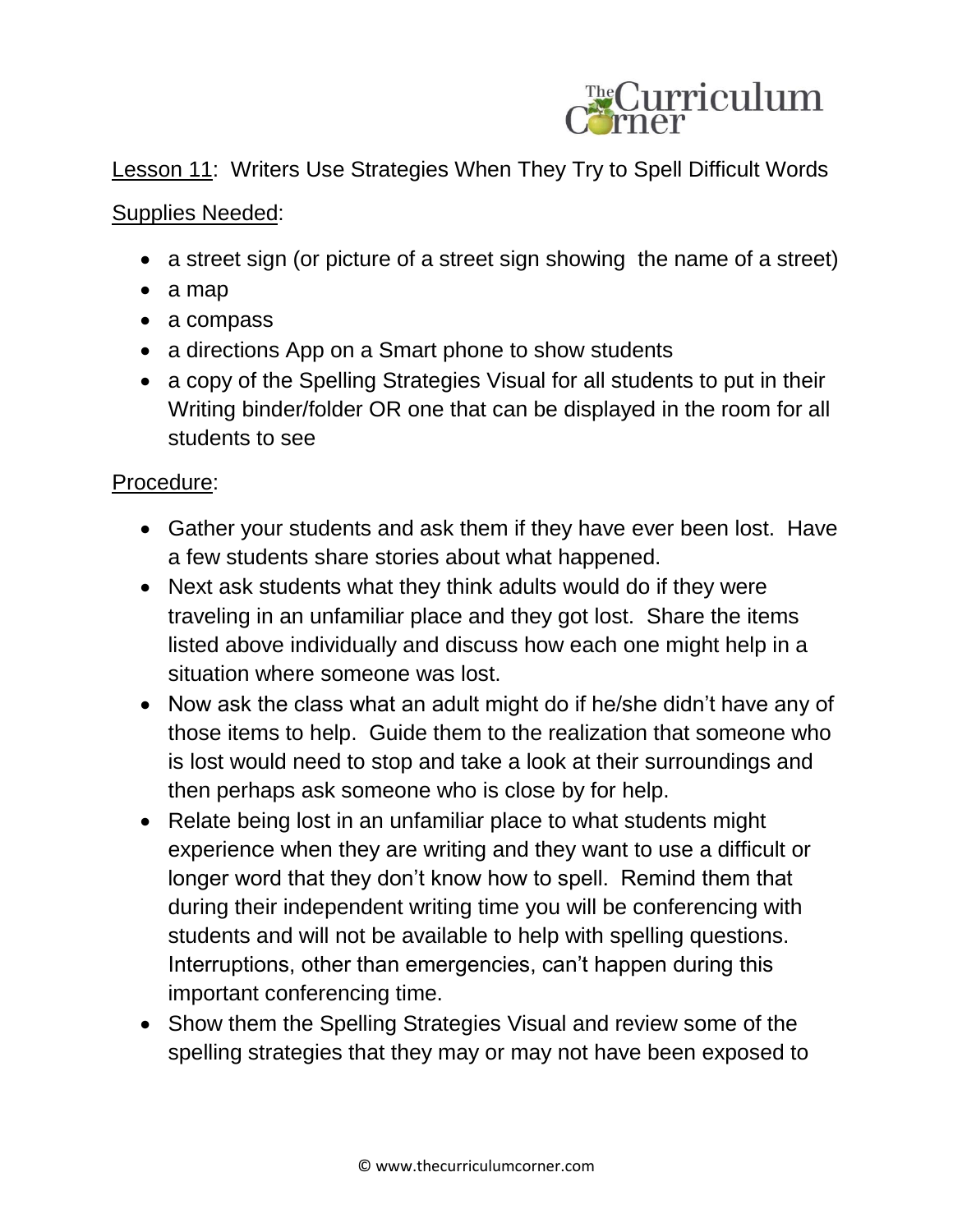Lesson 11: Writers Use Strategies When They Try to Spell Difficult Words

Supplies Needed:

- a street sign (or picture of a street sign showing the name of a street)
- a map
- a compass
- a directions App on a Smart phone to show students
- a copy of the Spelling Strategies Visual for all students to put in their Writing binder/folder OR one that can be displayed in the room for all students to see

Procedure:

- Gather your students and ask them if they have ever been lost. Have a few students share stories about what happened.
- Next ask students what they think adults would do if they were traveling in an unfamiliar place and they got lost. Share the items listed above individually and discuss how each one might help in a situation where someone was lost.
- Now ask the class what an adult might do if he/she didn't have any of those items to help. Guide them to the realization that someone who is lost would need to stop and take a look at their surroundings and then perhaps ask someone who is close by for help.
- Relate being lost in an unfamiliar place to what students might experience when they are writing and they want to use a difficult or longer word that they don't know how to spell. Remind them that during their independent writing time you will be conferencing with students and will not be available to help with spelling questions. Interruptions, other than emergencies, can't happen during this important conferencing time.
- Show them the Spelling Strategies Visual and review some of the spelling strategies that they may or may not have been exposed to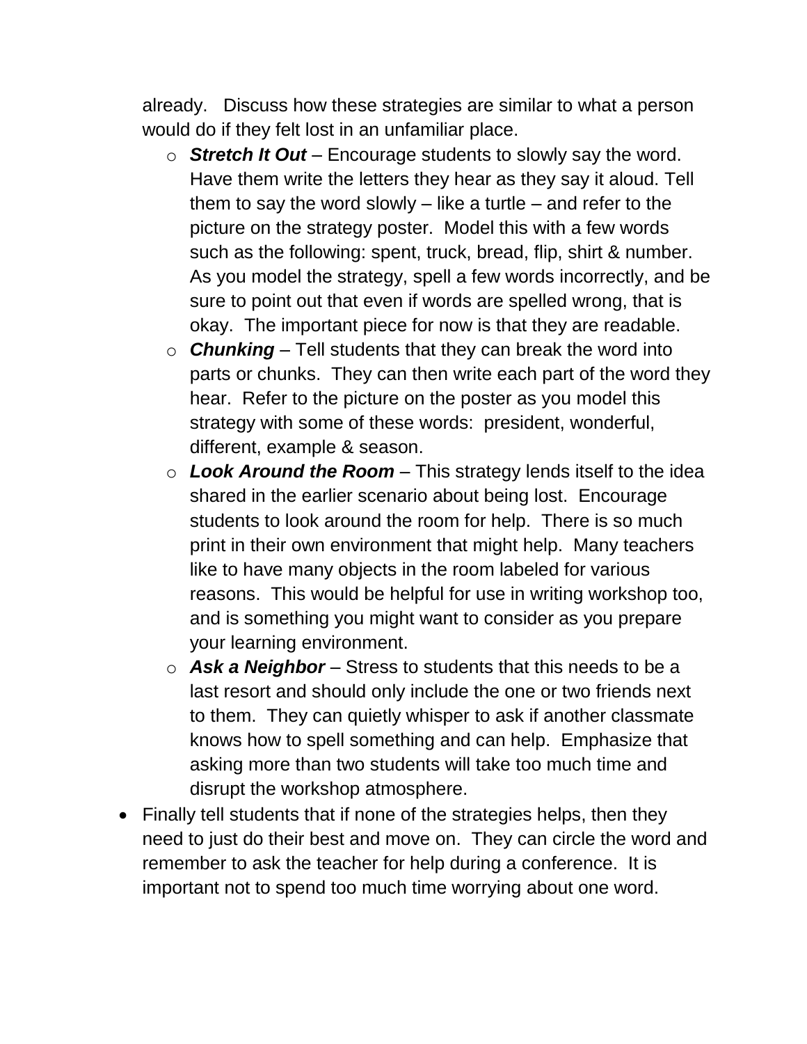already.   Discuss how these strategies are similar to what a person would do if they felt lost in an unfamiliar place.

- ***Stretch It Out*** – Encourage students to slowly say the word. Have them write the letters they hear as they say it aloud. Tell them to say the word slowly – like a turtle – and refer to the picture on the strategy poster.  Model this with a few words such as the following: spent, truck, bread, flip, shirt & number. As you model the strategy, spell a few words incorrectly, and be sure to point out that even if words are spelled wrong, that is okay.  The important piece for now is that they are readable.
- ***Chunking*** – Tell students that they can break the word into parts or chunks.  They can then write each part of the word they hear.  Refer to the picture on the poster as you model this strategy with some of these words:  president, wonderful, different, example & season.
- ***Look Around the Room*** – This strategy lends itself to the idea shared in the earlier scenario about being lost.  Encourage students to look around the room for help.  There is so much print in their own environment that might help.  Many teachers like to have many objects in the room labeled for various reasons.  This would be helpful for use in writing workshop too, and is something you might want to consider as you prepare your learning environment.
- ***Ask a Neighbor*** – Stress to students that this needs to be a last resort and should only include the one or two friends next to them.  They can quietly whisper to ask if another classmate knows how to spell something and can help.  Emphasize that asking more than two students will take too much time and disrupt the workshop atmosphere.

- Finally tell students that if none of the strategies helps, then they need to just do their best and move on.  They can circle the word and remember to ask the teacher for help during a conference.  It is important not to spend too much time worrying about one word.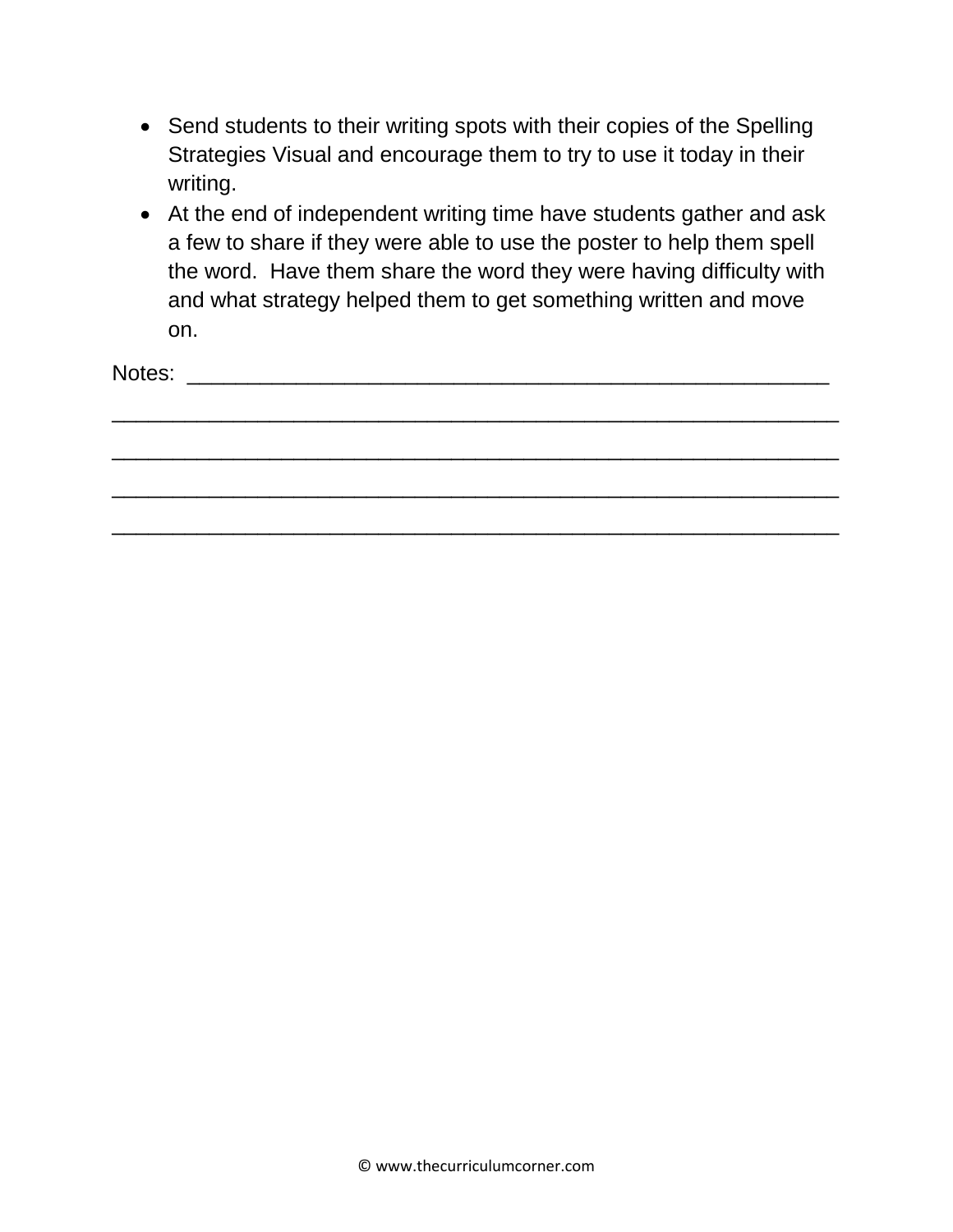- Send students to their writing spots with their copies of the Spelling Strategies Visual and encourage them to try to use it today in their writing.
- At the end of independent writing time have students gather and ask a few to share if they were able to use the poster to help them spell the word. Have them share the word they were having difficulty with and what strategy helped them to get something written and move on.

Notes: ______________________________________________________

____________________________________________________________

____________________________________________________________

____________________________________________________________

____________________________________________________________

© www.thecurriculumcorner.com